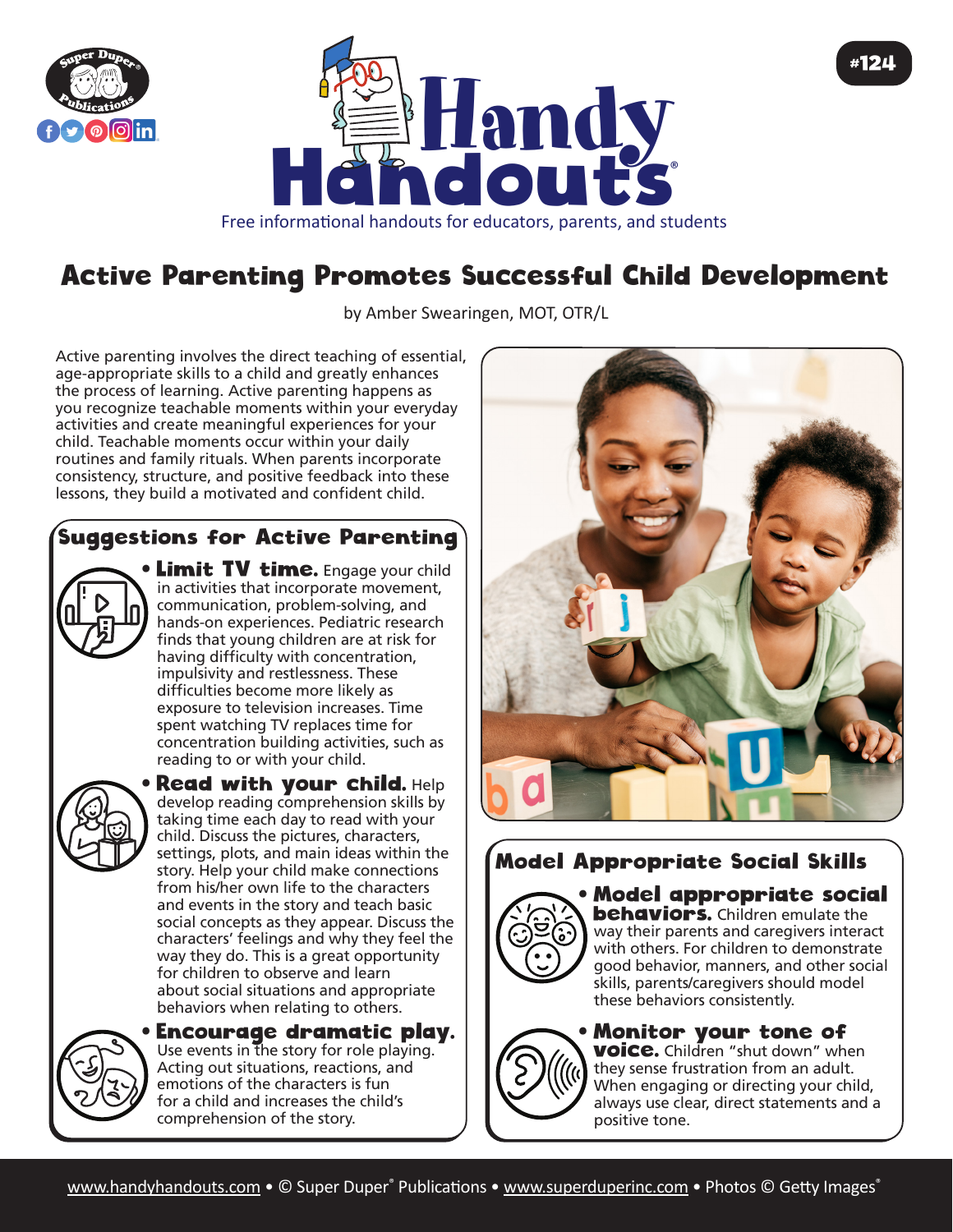# Active Parenting Promotes Successful Child Development

by Amber Swearingen, MOT, OTR/L

Active parenting involves the direct teaching of essential, age-appropriate skills to a child and greatly enhances the process of learning. Active parenting happens as you recognize teachable moments within your everyday activities and create meaningful experiences for your child. Teachable moments occur within your daily routines and family rituals. When parents incorporate consistency, structure, and positive feedback into these lessons, they build a motivated and confident child.

## Suggestions for Active Parenting

- **Limit TV time.** Engage your child in activities that incorporate movement, communication, problem-solving, and hands-on experiences. Pediatric research finds that young children are at risk for having difficulty with concentration, impulsivity and restlessness. These difficulties become more likely as exposure to television increases. Time spent watching TV replaces time for concentration building activities, such as reading to or with your child.
- **Read with your child.** Help develop reading comprehension skills by taking time each day to read with your child. Discuss the pictures, characters, settings, plots, and main ideas within the story. Help your child make connections from his/her own life to the characters and events in the story and teach basic social concepts as they appear. Discuss the characters' feelings and why they feel the way they do. This is a great opportunity for children to observe and learn about social situations and appropriate behaviors when relating to others.
- **Encourage dramatic play.** Use events in the story for role playing. Acting out situations, reactions, and emotions of the characters is fun for a child and increases the child's comprehension of the story.

## Model Appropriate Social Skills

- **Model appropriate social behaviors.** Children emulate the way their parents and caregivers interact with others. For children to demonstrate good behavior, manners, and other social skills, parents/caregivers should model these behaviors consistently.
- **Monitor your tone of voice.** Children "shut down" when they sense frustration from an adult. When engaging or directing your child, always use clear, direct statements and a positive tone.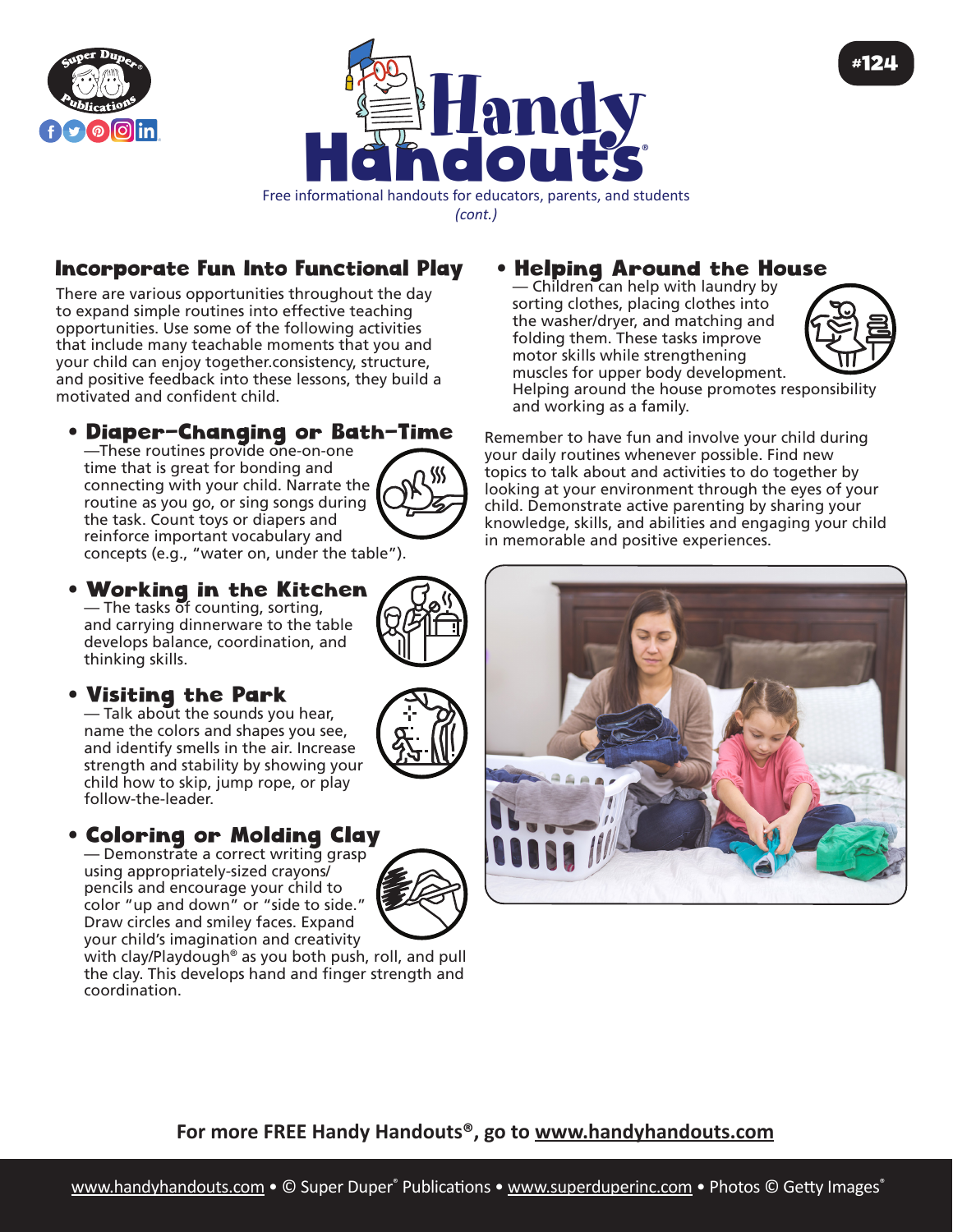(cont.)

## Incorporate Fun Into Functional Play

There are various opportunities throughout the day to expand simple routines into effective teaching opportunities. Use some of the following activities that include many teachable moments that you and your child can enjoy together.consistency, structure, and positive feedback into these lessons, they build a motivated and confident child.

- **Diaper-Changing or Bath-Time** —These routines provide one-on-one time that is great for bonding and connecting with your child. Narrate the routine as you go, or sing songs during the task. Count toys or diapers and reinforce important vocabulary and concepts (e.g., "water on, under the table").

- **Working in the Kitchen** — The tasks of counting, sorting, and carrying dinnerware to the table develops balance, coordination, and thinking skills.

- **Visiting the Park** — Talk about the sounds you hear, name the colors and shapes you see, and identify smells in the air. Increase strength and stability by showing your child how to skip, jump rope, or play follow-the-leader.

- **Coloring or Molding Clay** — Demonstrate a correct writing grasp using appropriately-sized crayons/pencils and encourage your child to color "up and down" or "side to side." Draw circles and smiley faces. Expand your child's imagination and creativity with clay/Playdough® as you both push, roll, and pull the clay. This develops hand and finger strength and coordination.

- **Helping Around the House** — Children can help with laundry by sorting clothes, placing clothes into the washer/dryer, and matching and folding them. These tasks improve motor skills while strengthening muscles for upper body development. Helping around the house promotes responsibility and working as a family.

Remember to have fun and involve your child during your daily routines whenever possible. Find new topics to talk about and activities to do together by looking at your environment through the eyes of your child. Demonstrate active parenting by sharing your knowledge, skills, and abilities and engaging your child in memorable and positive experiences.

**For more FREE Handy Handouts®, go to www.handyhandouts.com**